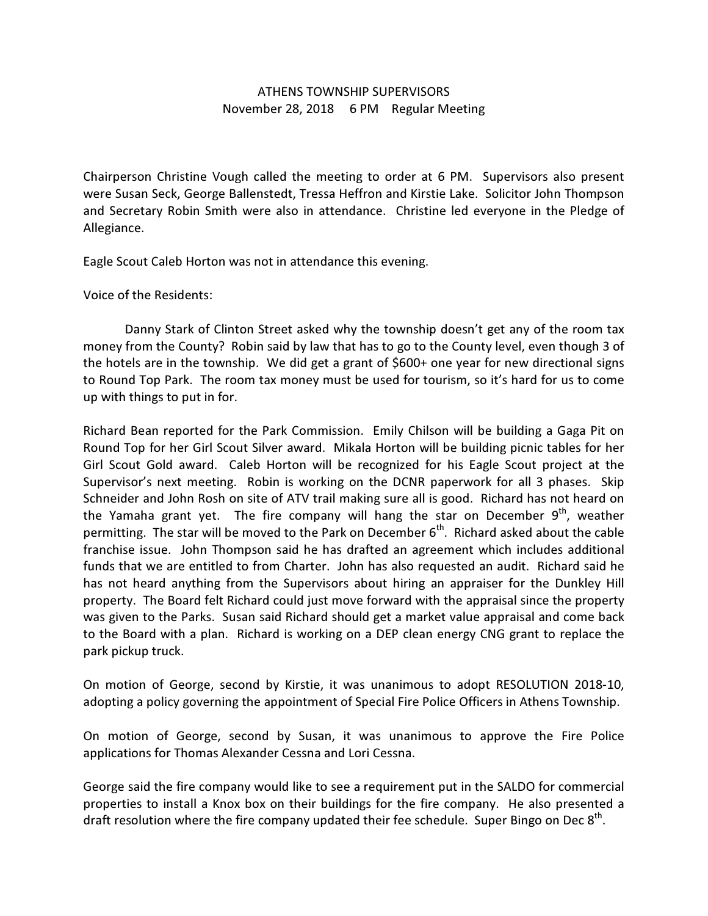# ATHENS TOWNSHIP SUPERVISORS

November 28, 2018 6 PM Regular Meeting

Chairperson Christine Vough called the meeting to order at 6 PM. Supervisors also present were Susan Seck, George Ballenstedt, Tressa Heffron and Kirstie Lake. Solicitor John Thompson and Secretary Robin Smith were also in attendance. Christine led everyone in the Pledge of Allegiance.

Eagle Scout Caleb Horton was not in attendance this evening.

Voice of the Residents:

Danny Stark of Clinton Street asked why the township doesn't get any of the room tax money from the County? Robin said by law that has to go to the County level, even though 3 of the hotels are in the township. We did get a grant of $600+ one year for new directional signs to Round Top Park. The room tax money must be used for tourism, so it's hard for us to come up with things to put in for.

Richard Bean reported for the Park Commission. Emily Chilson will be building a Gaga Pit on Round Top for her Girl Scout Silver award. Mikala Horton will be building picnic tables for her Girl Scout Gold award. Caleb Horton will be recognized for his Eagle Scout project at the Supervisor's next meeting. Robin is working on the DCNR paperwork for all 3 phases. Skip Schneider and John Rosh on site of ATV trail making sure all is good. Richard has not heard on the Yamaha grant yet. The fire company will hang the star on December 9th, weather permitting. The star will be moved to the Park on December 6th. Richard asked about the cable franchise issue. John Thompson said he has drafted an agreement which includes additional funds that we are entitled to from Charter. John has also requested an audit. Richard said he has not heard anything from the Supervisors about hiring an appraiser for the Dunkley Hill property. The Board felt Richard could just move forward with the appraisal since the property was given to the Parks. Susan said Richard should get a market value appraisal and come back to the Board with a plan. Richard is working on a DEP clean energy CNG grant to replace the park pickup truck.

On motion of George, second by Kirstie, it was unanimous to adopt RESOLUTION 2018-10, adopting a policy governing the appointment of Special Fire Police Officers in Athens Township.

On motion of George, second by Susan, it was unanimous to approve the Fire Police applications for Thomas Alexander Cessna and Lori Cessna.

George said the fire company would like to see a requirement put in the SALDO for commercial properties to install a Knox box on their buildings for the fire company. He also presented a draft resolution where the fire company updated their fee schedule. Super Bingo on Dec 8th.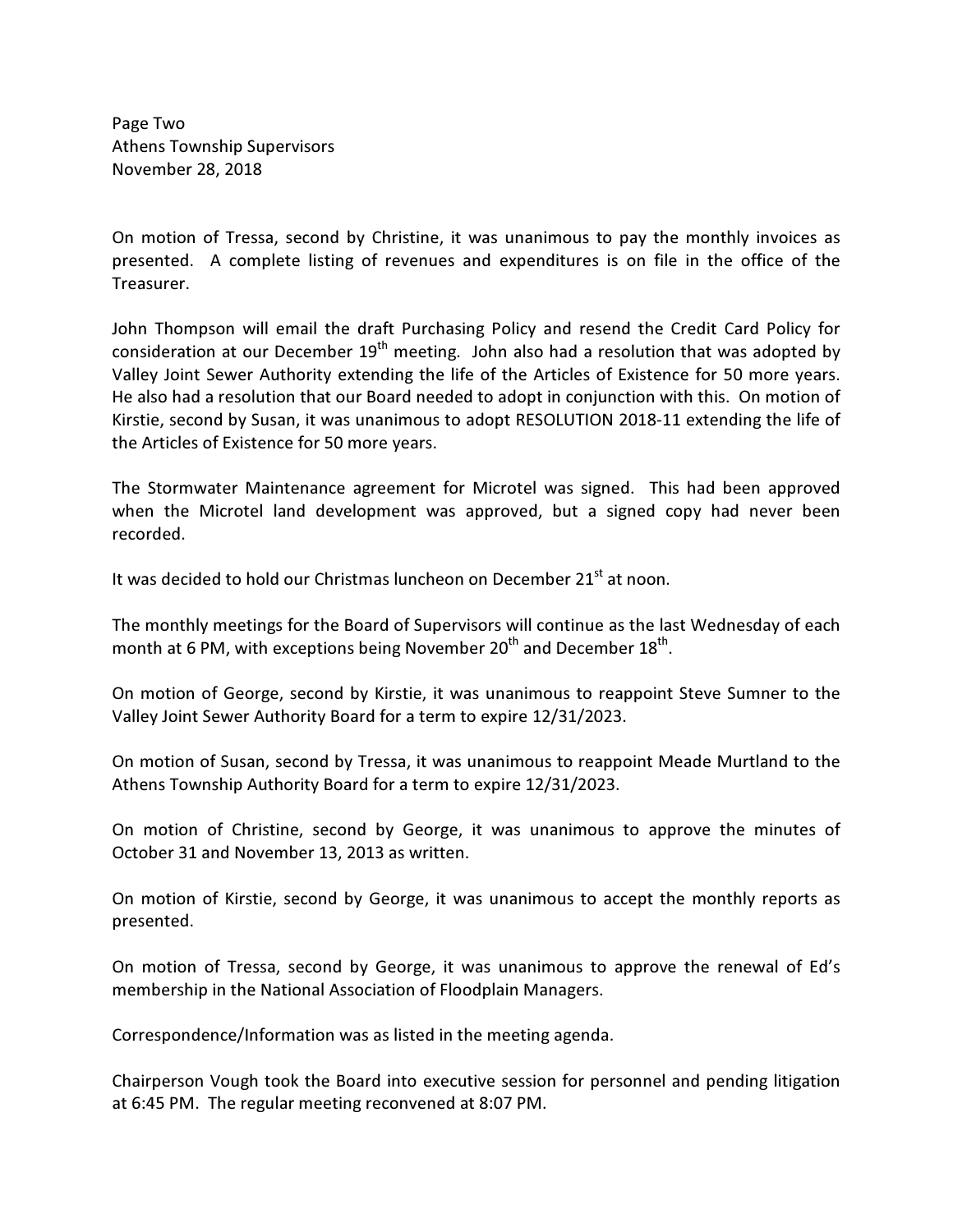On motion of Tressa, second by Christine, it was unanimous to pay the monthly invoices as presented. A complete listing of revenues and expenditures is on file in the office of the Treasurer.

John Thompson will email the draft Purchasing Policy and resend the Credit Card Policy for consideration at our December 19th meeting. John also had a resolution that was adopted by Valley Joint Sewer Authority extending the life of the Articles of Existence for 50 more years. He also had a resolution that our Board needed to adopt in conjunction with this. On motion of Kirstie, second by Susan, it was unanimous to adopt RESOLUTION 2018-11 extending the life of the Articles of Existence for 50 more years.

The Stormwater Maintenance agreement for Microtel was signed. This had been approved when the Microtel land development was approved, but a signed copy had never been recorded.

It was decided to hold our Christmas luncheon on December 21st at noon.

The monthly meetings for the Board of Supervisors will continue as the last Wednesday of each month at 6 PM, with exceptions being November 20th and December 18th.

On motion of George, second by Kirstie, it was unanimous to reappoint Steve Sumner to the Valley Joint Sewer Authority Board for a term to expire 12/31/2023.

On motion of Susan, second by Tressa, it was unanimous to reappoint Meade Murtland to the Athens Township Authority Board for a term to expire 12/31/2023.

On motion of Christine, second by George, it was unanimous to approve the minutes of October 31 and November 13, 2013 as written.

On motion of Kirstie, second by George, it was unanimous to accept the monthly reports as presented.

On motion of Tressa, second by George, it was unanimous to approve the renewal of Ed's membership in the National Association of Floodplain Managers.

Correspondence/Information was as listed in the meeting agenda.

Chairperson Vough took the Board into executive session for personnel and pending litigation at 6:45 PM. The regular meeting reconvened at 8:07 PM.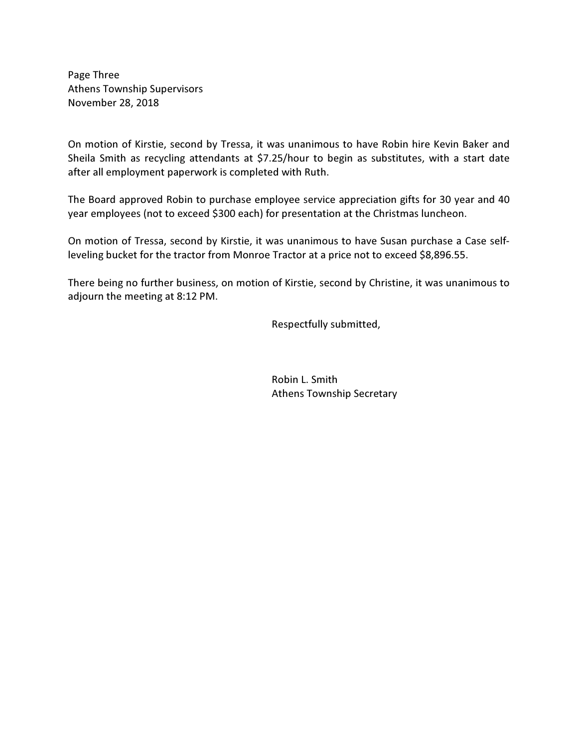On motion of Kirstie, second by Tressa, it was unanimous to have Robin hire Kevin Baker and Sheila Smith as recycling attendants at $7.25/hour to begin as substitutes, with a start date after all employment paperwork is completed with Ruth.

The Board approved Robin to purchase employee service appreciation gifts for 30 year and 40 year employees (not to exceed $300 each) for presentation at the Christmas luncheon.

On motion of Tressa, second by Kirstie, it was unanimous to have Susan purchase a Case self-leveling bucket for the tractor from Monroe Tractor at a price not to exceed $8,896.55.

There being no further business, on motion of Kirstie, second by Christine, it was unanimous to adjourn the meeting at 8:12 PM.

Respectfully submitted,

Robin L. Smith
Athens Township Secretary